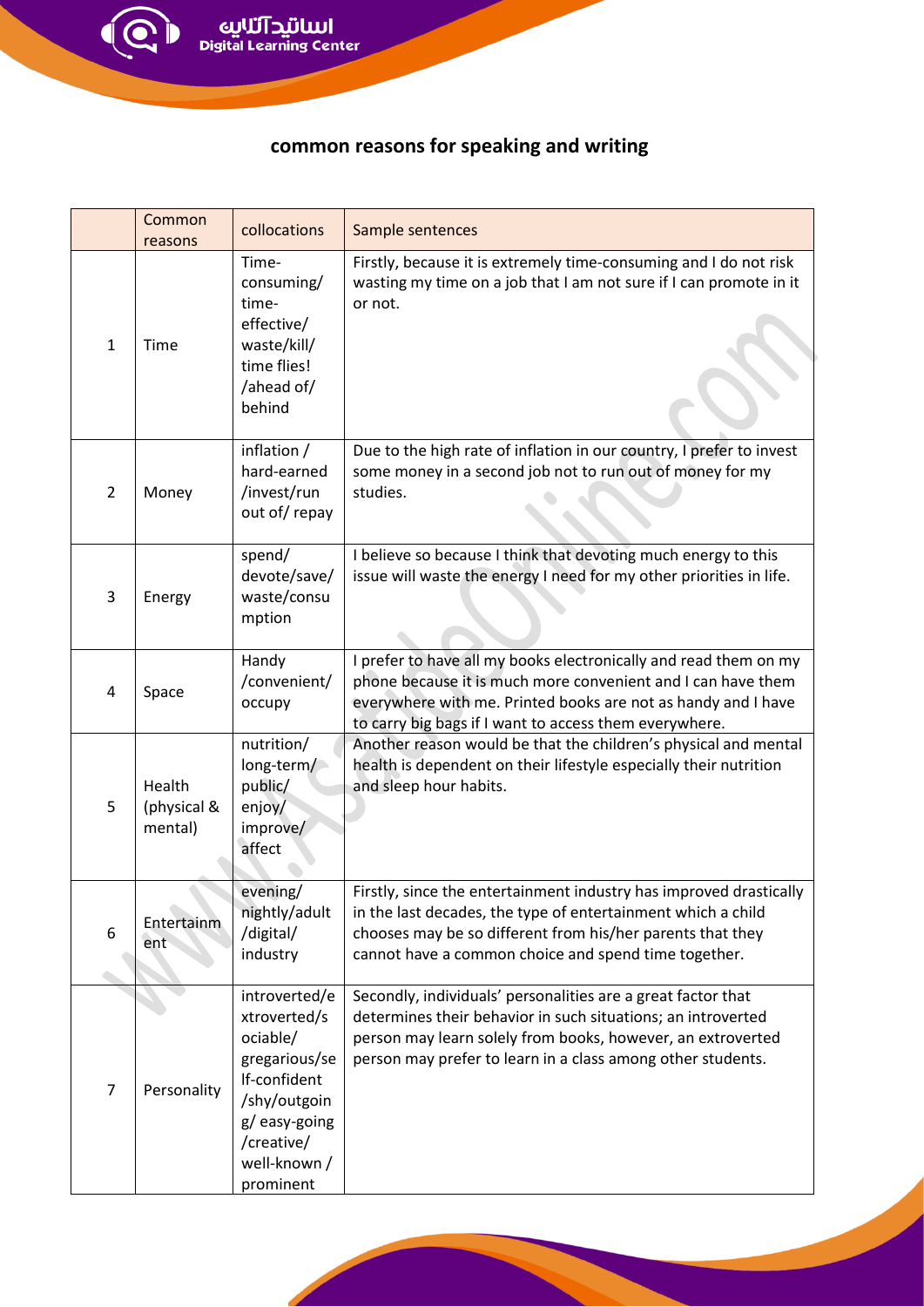## common reasons for speaking and writing

| | Common reasons | collocations | Sample sentences |
|---|---|---|---|
| 1 | Time | Time-consuming/ time-effective/ waste/kill/ time flies! /ahead of/ behind | Firstly, because it is extremely time-consuming and I do not risk wasting my time on a job that I am not sure if I can promote in it or not. |
| 2 | Money | inflation / hard-earned /invest/run out of/ repay | Due to the high rate of inflation in our country, I prefer to invest some money in a second job not to run out of money for my studies. |
| 3 | Energy | spend/ devote/save/ waste/consumption | I believe so because I think that devoting much energy to this issue will waste the energy I need for my other priorities in life. |
| 4 | Space | Handy /convenient/ occupy | I prefer to have all my books electronically and read them on my phone because it is much more convenient and I can have them everywhere with me. Printed books are not as handy and I have to carry big bags if I want to access them everywhere. |
| 5 | Health (physical & mental) | nutrition/ long-term/ public/ enjoy/ improve/ affect | Another reason would be that the children's physical and mental health is dependent on their lifestyle especially their nutrition and sleep hour habits. |
| 6 | Entertainment | evening/ nightly/adult /digital/ industry | Firstly, since the entertainment industry has improved drastically in the last decades, the type of entertainment which a child chooses may be so different from his/her parents that they cannot have a common choice and spend time together. |
| 7 | Personality | introverted/extroverted/sociable/ gregarious/self-confident /shy/outgoing/ easy-going /creative/ well-known / prominent | Secondly, individuals' personalities are a great factor that determines their behavior in such situations; an introverted person may learn solely from books, however, an extroverted person may prefer to learn in a class among other students. |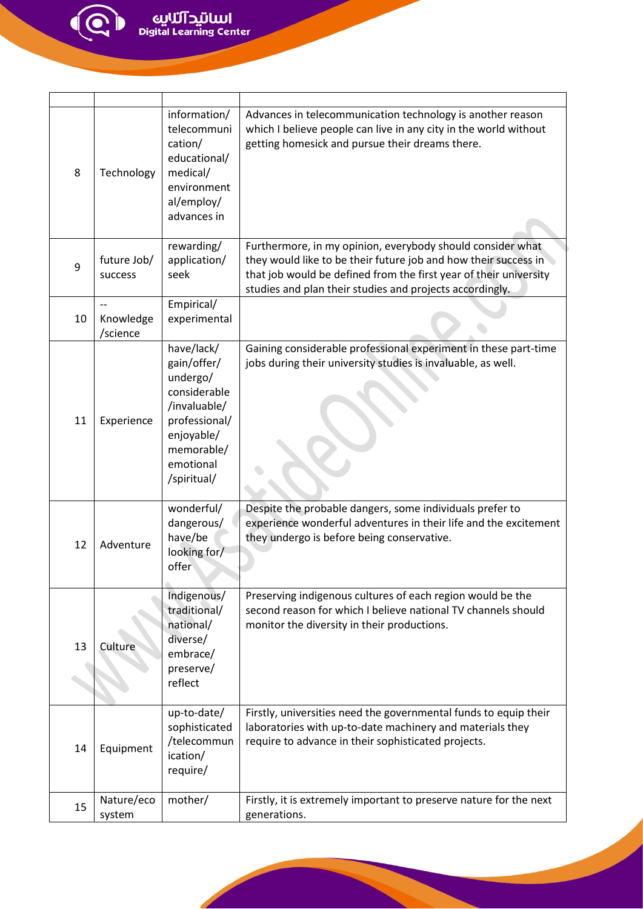| | | | |
|---|---|---|---|
| 8 | Technology | information/ telecommunication/ educational/ medical/ environmental/employ/ advances in | Advances in telecommunication technology is another reason which I believe people can live in any city in the world without getting homesick and pursue their dreams there. |
| 9 | future Job/ success | rewarding/ application/ seek | Furthermore, in my opinion, everybody should consider what they would like to be their future job and how their success in that job would be defined from the first year of their university studies and plan their studies and projects accordingly. |
| 10 | -- Knowledge /science | Empirical/ experimental | |
| 11 | Experience | have/lack/ gain/offer/ undergo/ considerable /invaluable/ professional/ enjoyable/ memorable/ emotional /spiritual/ | Gaining considerable professional experiment in these part-time jobs during their university studies is invaluable, as well. |
| 12 | Adventure | wonderful/ dangerous/ have/be looking for/ offer | Despite the probable dangers, some individuals prefer to experience wonderful adventures in their life and the excitement they undergo is before being conservative. |
| 13 | Culture | Indigenous/ traditional/ national/ diverse/ embrace/ preserve/ reflect | Preserving indigenous cultures of each region would be the second reason for which I believe national TV channels should monitor the diversity in their productions. |
| 14 | Equipment | up-to-date/ sophisticated /telecommunication/ require/ | Firstly, universities need the governmental funds to equip their laboratories with up-to-date machinery and materials they require to advance in their sophisticated projects. |
| 15 | Nature/eco system | mother/ | Firstly, it is extremely important to preserve nature for the next generations. |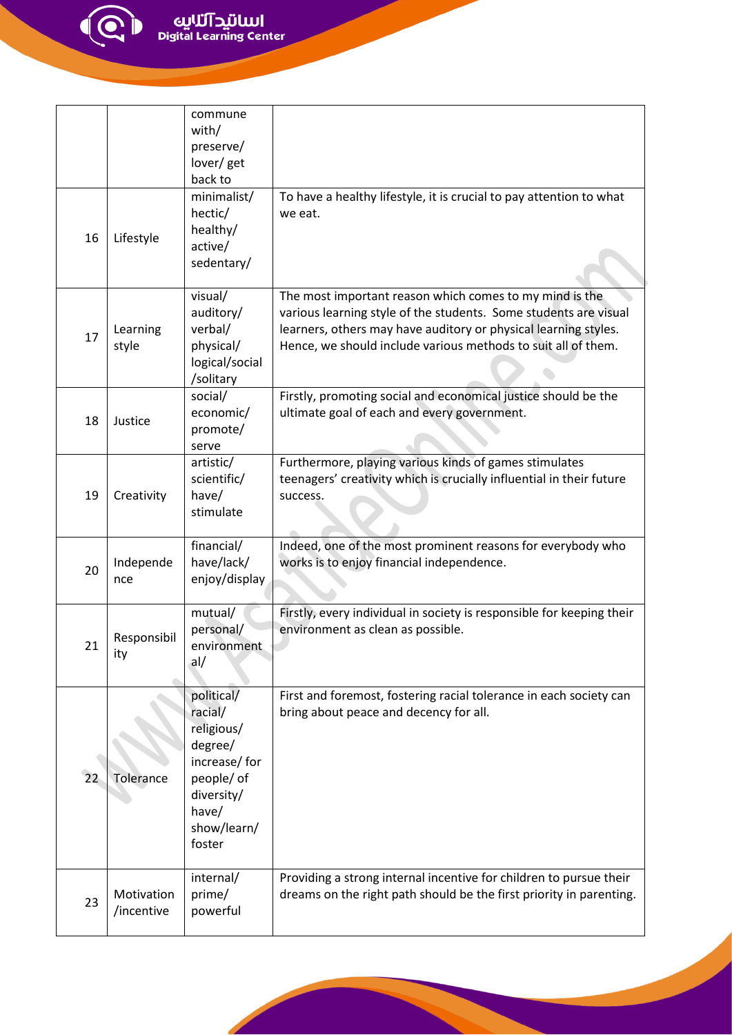| | | | |
|---|---|---|---|
| | | commune with/ preserve/ lover/ get back to | |
| 16 | Lifestyle | minimalist/ hectic/ healthy/ active/ sedentary/ | To have a healthy lifestyle, it is crucial to pay attention to what we eat. |
| 17 | Learning style | visual/ auditory/ verbal/ physical/ logical/social /solitary | The most important reason which comes to my mind is the various learning style of the students. Some students are visual learners, others may have auditory or physical learning styles. Hence, we should include various methods to suit all of them. |
| 18 | Justice | social/ economic/ promote/ serve | Firstly, promoting social and economical justice should be the ultimate goal of each and every government. |
| 19 | Creativity | artistic/ scientific/ have/ stimulate | Furthermore, playing various kinds of games stimulates teenagers' creativity which is crucially influential in their future success. |
| 20 | Independence | financial/ have/lack/ enjoy/display | Indeed, one of the most prominent reasons for everybody who works is to enjoy financial independence. |
| 21 | Responsibility | mutual/ personal/ environmental/ | Firstly, every individual in society is responsible for keeping their environment as clean as possible. |
| 22 | Tolerance | political/ racial/ religious/ degree/ increase/ for people/ of diversity/ have/ show/learn/ foster | First and foremost, fostering racial tolerance in each society can bring about peace and decency for all. |
| 23 | Motivation /incentive | internal/ prime/ powerful | Providing a strong internal incentive for children to pursue their dreams on the right path should be the first priority in parenting. |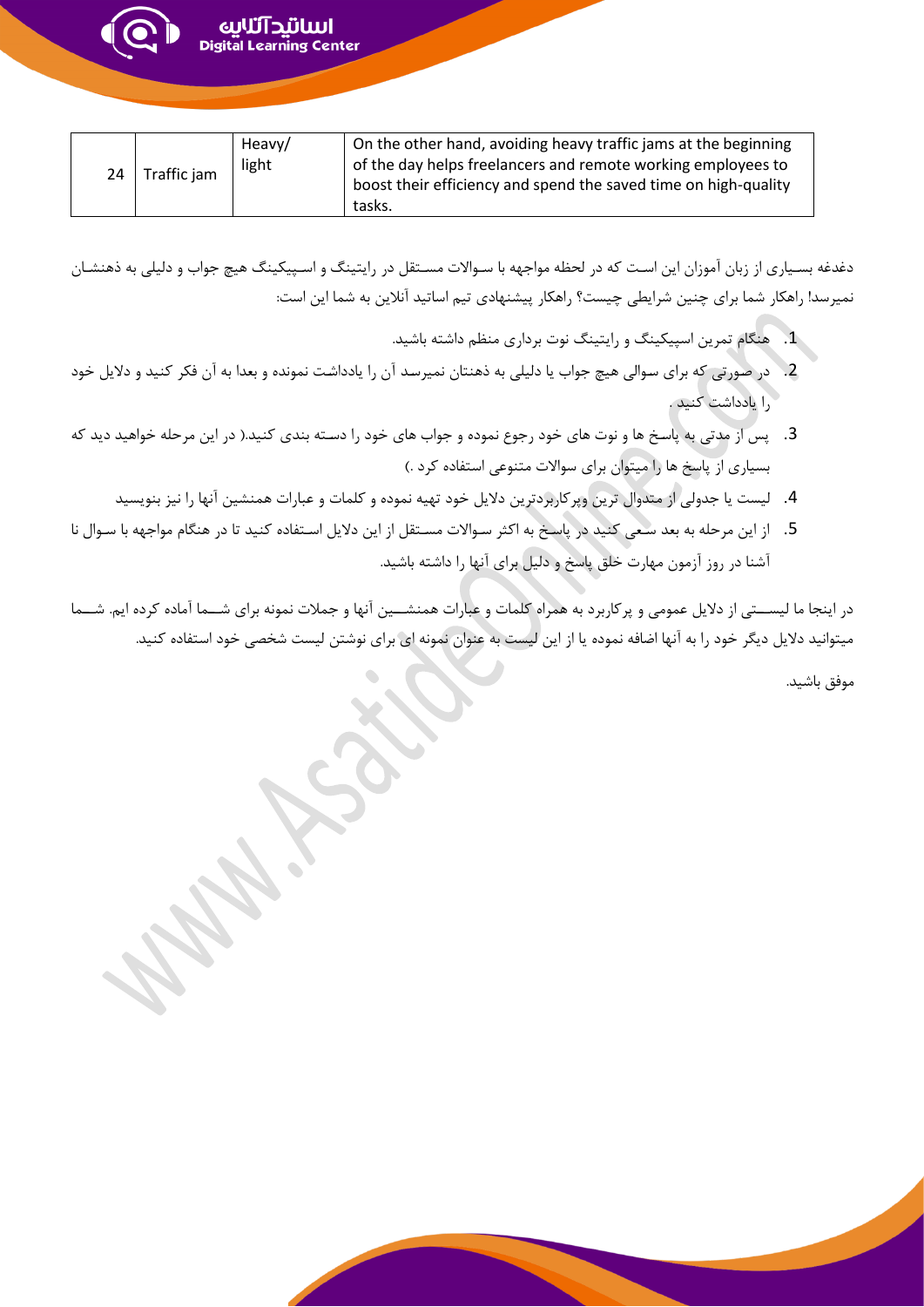| | | | |
|---|---|---|---|
| 24 | Traffic jam | Heavy/ light | On the other hand, avoiding heavy traffic jams at the beginning of the day helps freelancers and remote working employees to boost their efficiency and spend the saved time on high-quality tasks. |

دغدغه بسیاری از زبان آموزان این است که در لحظه مواجهه با سوالات مستقل در رایتینگ و اسپیکینگ هیچ جواب و دلیلی به ذهنشان نمیرسد! راهکار شما برای چنین شرایطی چیست؟ راهکار پیشنهادی تیم اساتید آنلاین به شما این است:

1. هنگام تمرین اسپیکینگ و رایتینگ نوت برداری منظم داشته باشید.
2. در صورتی که برای سوالی هیچ جواب یا دلیلی به ذهنتان نمیرسد آن را یادداشت نموده و بعدا به آن فکر کنید و دلایل خود را یادداشت کنید .
3. پس از مدتی به پاسخ ها و نوت های خود رجوع نموده و جواب های خود را دسته بندی کنید.( در این مرحله خواهید دید که بسیاری از پاسخ ها را میتوان برای سوالات متنوعی استفاده کرد .)
4. لیست یا جدولی از متداول ترین وپرکاربردترین دلایل خود تهیه نموده و کلمات و عبارات همنشین آنها را نیز بنویسید
5. از این مرحله به بعد سعی کنید در پاسخ به اکثر سوالات مستقل از این دلایل استفاده کنید تا در هنگام مواجهه با سوال نا آشنا در روز آزمون مهارت خلق پاسخ و دلیل برای آنها را داشته باشید.

در اینجا ما لیستی از دلایل عمومی و پرکاربرد به همراه کلمات و عبارات همنشین آنها و جملات نمونه برای شما آماده کرده ایم. شما میتوانید دلایل دیگر خود را به آنها اضافه نموده یا از این لیست به عنوان نمونه ای برای نوشتن لیست شخصی خود استفاده کنید.

موفق باشید.